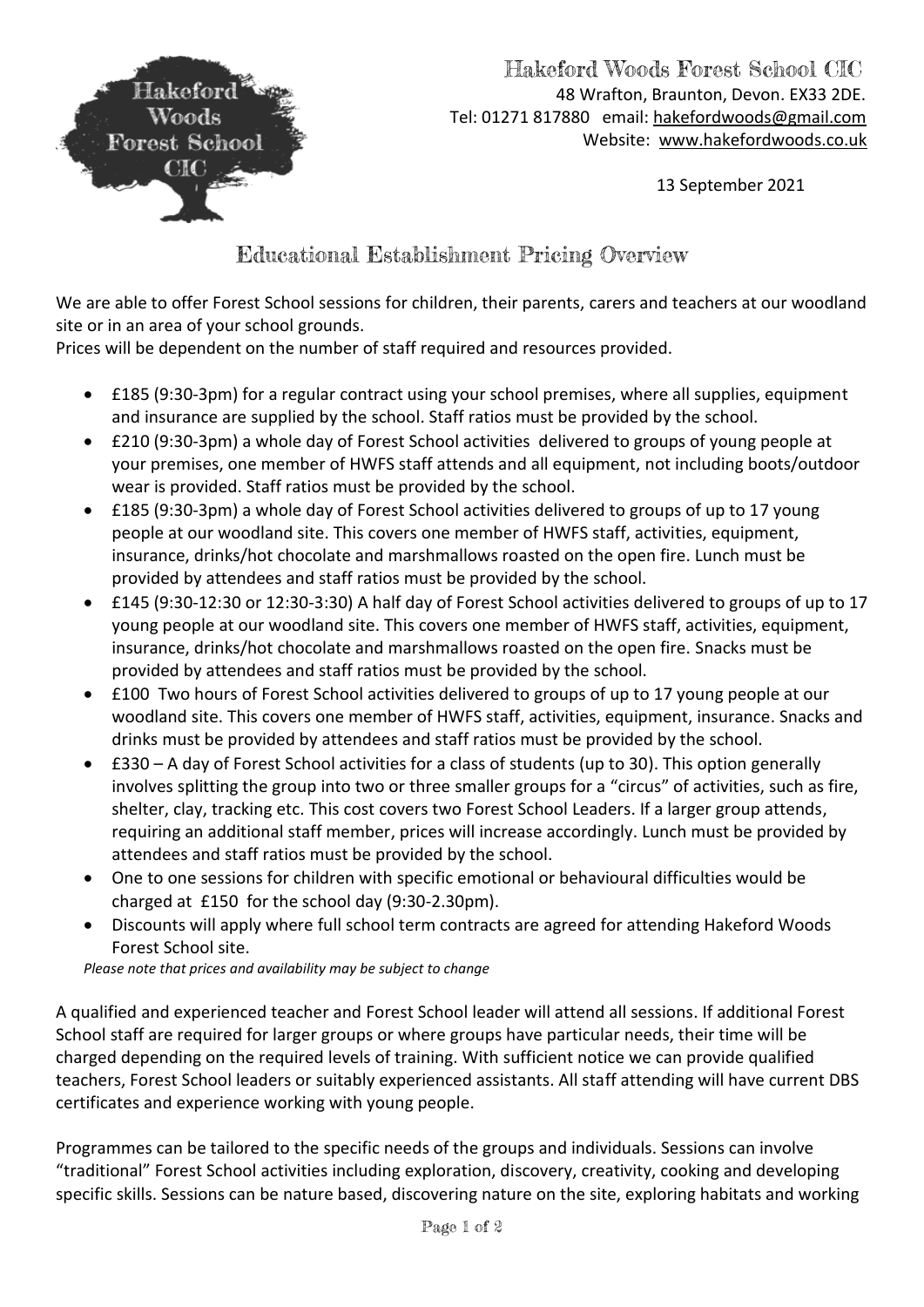# Hakeford Woods Forest School CIC

48 Wrafton, Braunton, Devon. EX33 2DE.
Tel: 01271 817880 email: hakefordwoods@gmail.com
Website: www.hakefordwoods.co.uk

13 September 2021

## Educational Establishment Pricing Overview

We are able to offer Forest School sessions for children, their parents, carers and teachers at our woodland site or in an area of your school grounds.
Prices will be dependent on the number of staff required and resources provided.

- £185 (9:30-3pm) for a regular contract using your school premises, where all supplies, equipment and insurance are supplied by the school. Staff ratios must be provided by the school.
- £210 (9:30-3pm) a whole day of Forest School activities delivered to groups of young people at your premises, one member of HWFS staff attends and all equipment, not including boots/outdoor wear is provided. Staff ratios must be provided by the school.
- £185 (9:30-3pm) a whole day of Forest School activities delivered to groups of up to 17 young people at our woodland site. This covers one member of HWFS staff, activities, equipment, insurance, drinks/hot chocolate and marshmallows roasted on the open fire. Lunch must be provided by attendees and staff ratios must be provided by the school.
- £145 (9:30-12:30 or 12:30-3:30) A half day of Forest School activities delivered to groups of up to 17 young people at our woodland site. This covers one member of HWFS staff, activities, equipment, insurance, drinks/hot chocolate and marshmallows roasted on the open fire. Snacks must be provided by attendees and staff ratios must be provided by the school.
- £100 Two hours of Forest School activities delivered to groups of up to 17 young people at our woodland site. This covers one member of HWFS staff, activities, equipment, insurance. Snacks and drinks must be provided by attendees and staff ratios must be provided by the school.
- £330 – A day of Forest School activities for a class of students (up to 30). This option generally involves splitting the group into two or three smaller groups for a "circus" of activities, such as fire, shelter, clay, tracking etc. This cost covers two Forest School Leaders. If a larger group attends, requiring an additional staff member, prices will increase accordingly. Lunch must be provided by attendees and staff ratios must be provided by the school.
- One to one sessions for children with specific emotional or behavioural difficulties would be charged at £150 for the school day (9:30-2.30pm).
- Discounts will apply where full school term contracts are agreed for attending Hakeford Woods Forest School site.

*Please note that prices and availability may be subject to change*

A qualified and experienced teacher and Forest School leader will attend all sessions. If additional Forest School staff are required for larger groups or where groups have particular needs, their time will be charged depending on the required levels of training. With sufficient notice we can provide qualified teachers, Forest School leaders or suitably experienced assistants. All staff attending will have current DBS certificates and experience working with young people.

Programmes can be tailored to the specific needs of the groups and individuals. Sessions can involve "traditional" Forest School activities including exploration, discovery, creativity, cooking and developing specific skills. Sessions can be nature based, discovering nature on the site, exploring habitats and working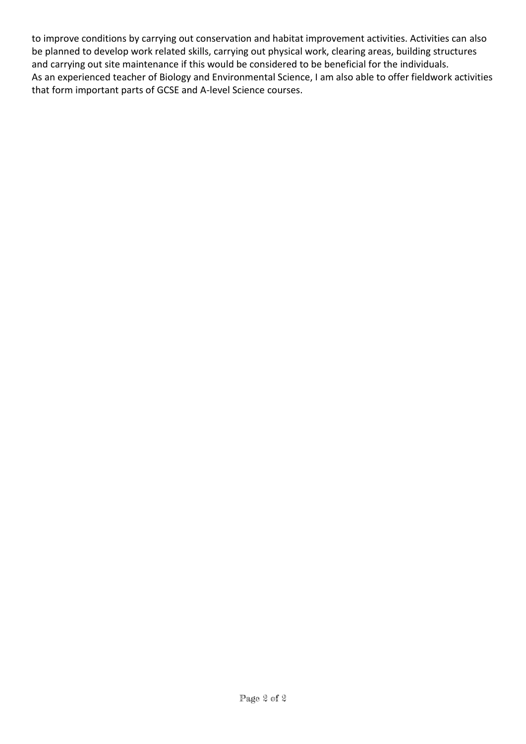to improve conditions by carrying out conservation and habitat improvement activities. Activities can also be planned to develop work related skills, carrying out physical work, clearing areas, building structures and carrying out site maintenance if this would be considered to be beneficial for the individuals.
As an experienced teacher of Biology and Environmental Science, I am also able to offer fieldwork activities that form important parts of GCSE and A-level Science courses.